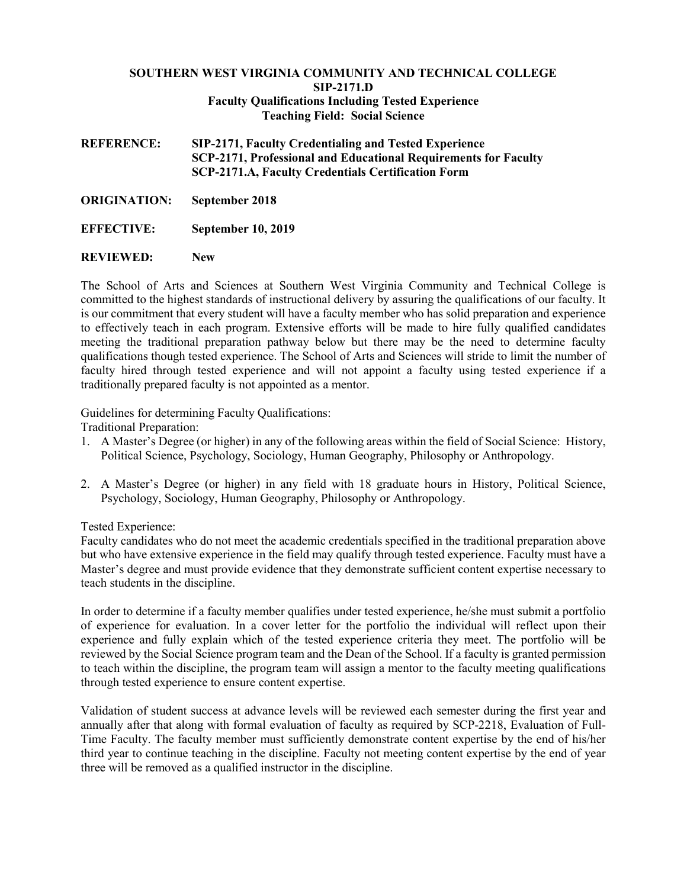**SOUTHERN WEST VIRGINIA COMMUNITY AND TECHNICAL COLLEGE**
**SIP-2171.D**
**Faculty Qualifications Including Tested Experience**
**Teaching Field: Social Science**

**REFERENCE:** **SIP-2171, Faculty Credentialing and Tested Experience**
**SCP-2171, Professional and Educational Requirements for Faculty**
**SCP-2171.A, Faculty Credentials Certification Form**

**ORIGINATION:** **September 2018**

**EFFECTIVE:** **September 10, 2019**

**REVIEWED:** **New**

The School of Arts and Sciences at Southern West Virginia Community and Technical College is committed to the highest standards of instructional delivery by assuring the qualifications of our faculty. It is our commitment that every student will have a faculty member who has solid preparation and experience to effectively teach in each program. Extensive efforts will be made to hire fully qualified candidates meeting the traditional preparation pathway below but there may be the need to determine faculty qualifications though tested experience. The School of Arts and Sciences will stride to limit the number of faculty hired through tested experience and will not appoint a faculty using tested experience if a traditionally prepared faculty is not appointed as a mentor.

Guidelines for determining Faculty Qualifications:
Traditional Preparation:

1. A Master's Degree (or higher) in any of the following areas within the field of Social Science: History, Political Science, Psychology, Sociology, Human Geography, Philosophy or Anthropology.

2. A Master's Degree (or higher) in any field with 18 graduate hours in History, Political Science, Psychology, Sociology, Human Geography, Philosophy or Anthropology.

Tested Experience:
Faculty candidates who do not meet the academic credentials specified in the traditional preparation above but who have extensive experience in the field may qualify through tested experience. Faculty must have a Master's degree and must provide evidence that they demonstrate sufficient content expertise necessary to teach students in the discipline.

In order to determine if a faculty member qualifies under tested experience, he/she must submit a portfolio of experience for evaluation. In a cover letter for the portfolio the individual will reflect upon their experience and fully explain which of the tested experience criteria they meet. The portfolio will be reviewed by the Social Science program team and the Dean of the School. If a faculty is granted permission to teach within the discipline, the program team will assign a mentor to the faculty meeting qualifications through tested experience to ensure content expertise.

Validation of student success at advance levels will be reviewed each semester during the first year and annually after that along with formal evaluation of faculty as required by SCP-2218, Evaluation of Full-Time Faculty. The faculty member must sufficiently demonstrate content expertise by the end of his/her third year to continue teaching in the discipline. Faculty not meeting content expertise by the end of year three will be removed as a qualified instructor in the discipline.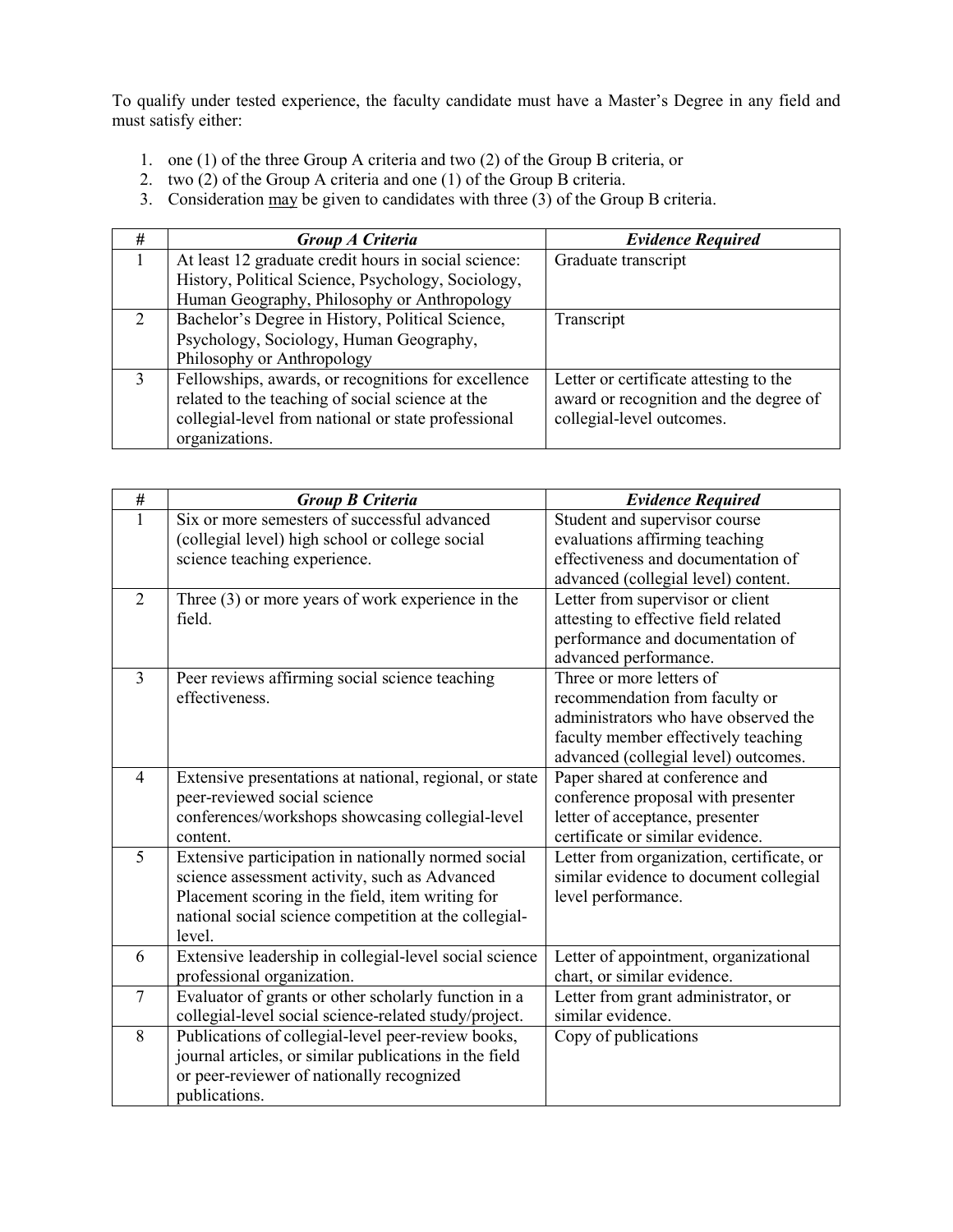To qualify under tested experience, the faculty candidate must have a Master's Degree in any field and must satisfy either:

1. one (1) of the three Group A criteria and two (2) of the Group B criteria, or
2. two (2) of the Group A criteria and one (1) of the Group B criteria.
3. Consideration <u>may</u> be given to candidates with three (3) of the Group B criteria.

| # | ***Group A Criteria*** | ***Evidence Required*** |
|---|---|---|
| 1 | At least 12 graduate credit hours in social science: History, Political Science, Psychology, Sociology, Human Geography, Philosophy or Anthropology | Graduate transcript |
| 2 | Bachelor's Degree in History, Political Science, Psychology, Sociology, Human Geography, Philosophy or Anthropology | Transcript |
| 3 | Fellowships, awards, or recognitions for excellence related to the teaching of social science at the collegial-level from national or state professional organizations. | Letter or certificate attesting to the award or recognition and the degree of collegial-level outcomes. |

| # | ***Group B Criteria*** | ***Evidence Required*** |
|---|---|---|
| 1 | Six or more semesters of successful advanced (collegial level) high school or college social science teaching experience. | Student and supervisor course evaluations affirming teaching effectiveness and documentation of advanced (collegial level) content. |
| 2 | Three (3) or more years of work experience in the field. | Letter from supervisor or client attesting to effective field related performance and documentation of advanced performance. |
| 3 | Peer reviews affirming social science teaching effectiveness. | Three or more letters of recommendation from faculty or administrators who have observed the faculty member effectively teaching advanced (collegial level) outcomes. |
| 4 | Extensive presentations at national, regional, or state peer-reviewed social science conferences/workshops showcasing collegial-level content. | Paper shared at conference and conference proposal with presenter letter of acceptance, presenter certificate or similar evidence. |
| 5 | Extensive participation in nationally normed social science assessment activity, such as Advanced Placement scoring in the field, item writing for national social science competition at the collegial-level. | Letter from organization, certificate, or similar evidence to document collegial level performance. |
| 6 | Extensive leadership in collegial-level social science professional organization. | Letter of appointment, organizational chart, or similar evidence. |
| 7 | Evaluator of grants or other scholarly function in a collegial-level social science-related study/project. | Letter from grant administrator, or similar evidence. |
| 8 | Publications of collegial-level peer-review books, journal articles, or similar publications in the field or peer-reviewer of nationally recognized publications. | Copy of publications |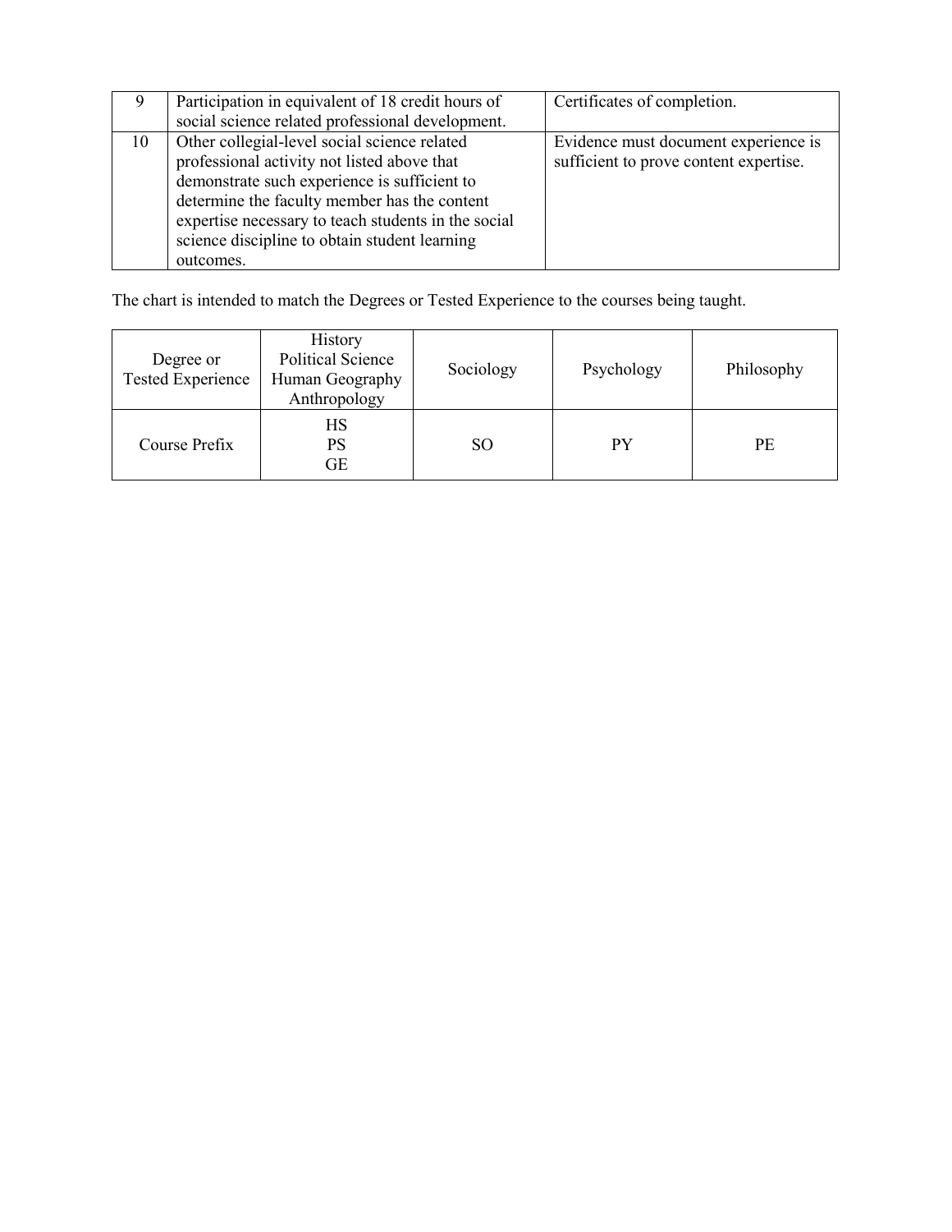| | | |
|---|---|---|
| 9 | Participation in equivalent of 18 credit hours of social science related professional development. | Certificates of completion. |
| 10 | Other collegial-level social science related professional activity not listed above that demonstrate such experience is sufficient to determine the faculty member has the content expertise necessary to teach students in the social science discipline to obtain student learning outcomes. | Evidence must document experience is sufficient to prove content expertise. |

The chart is intended to match the Degrees or Tested Experience to the courses being taught.

| Degree or Tested Experience | History Political Science Human Geography Anthropology | Sociology | Psychology | Philosophy |
|---|---|---|---|---|
| Course Prefix | HS PS GE | SO | PY | PE |